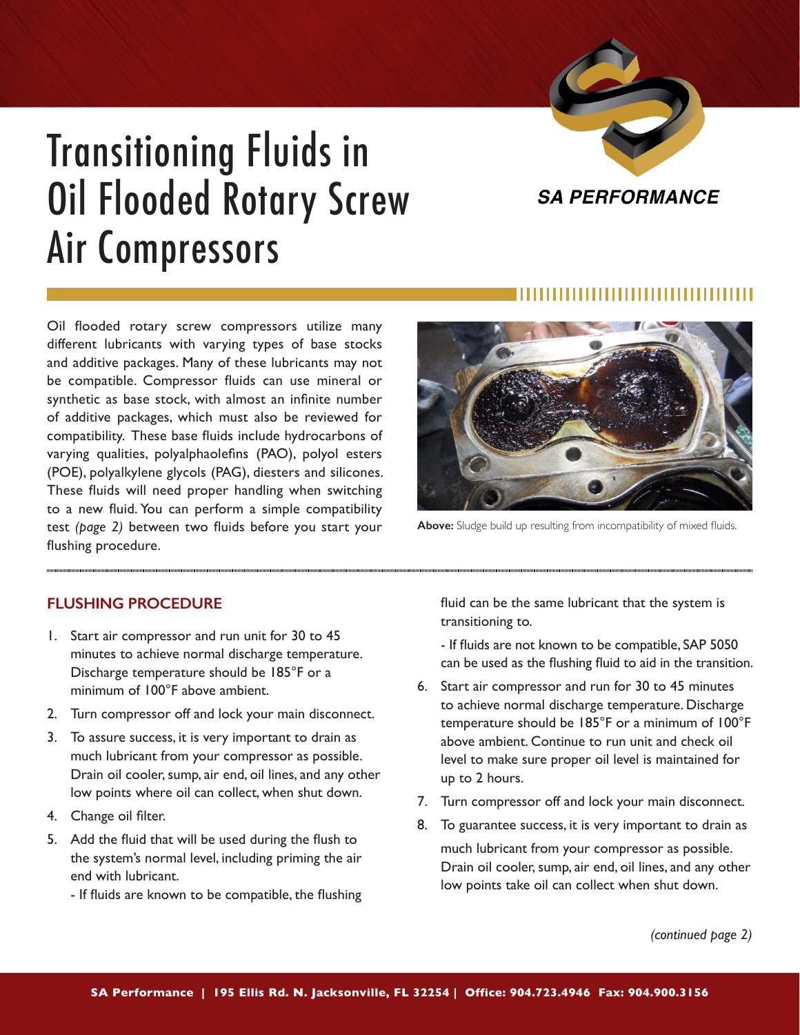# Transitioning Fluids in Oil Flooded Rotary Screw Air Compressors

SA PERFORMANCE

Oil flooded rotary screw compressors utilize many different lubricants with varying types of base stocks and additive packages. Many of these lubricants may not be compatible. Compressor fluids can use mineral or synthetic as base stock, with almost an infinite number of additive packages, which must also be reviewed for compatibility. These base fluids include hydrocarbons of varying qualities, polyalphaolefins (PAO), polyol esters (POE), polyalkylene glycols (PAG), diesters and silicones. These fluids will need proper handling when switching to a new fluid. You can perform a simple compatibility test *(page 2)* between two fluids before you start your flushing procedure.

**Above:** Sludge build up resulting from incompatibility of mixed fluids.

## FLUSHING PROCEDURE

1. Start air compressor and run unit for 30 to 45 minutes to achieve normal discharge temperature. Discharge temperature should be 185°F or a minimum of 100°F above ambient.
2. Turn compressor off and lock your main disconnect.
3. To assure success, it is very important to drain as much lubricant from your compressor as possible. Drain oil cooler, sump, air end, oil lines, and any other low points where oil can collect, when shut down.
4. Change oil filter.
5. Add the fluid that will be used during the flush to the system's normal level, including priming the air end with lubricant.
   - If fluids are known to be compatible, the flushing fluid can be the same lubricant that the system is transitioning to.
   - If fluids are not known to be compatible, SAP 5050 can be used as the flushing fluid to aid in the transition.
6. Start air compressor and run for 30 to 45 minutes to achieve normal discharge temperature. Discharge temperature should be 185°F or a minimum of 100°F above ambient. Continue to run unit and check oil level to make sure proper oil level is maintained for up to 2 hours.
7. Turn compressor off and lock your main disconnect.
8. To guarantee success, it is very important to drain as much lubricant from your compressor as possible. Drain oil cooler, sump, air end, oil lines, and any other low points take oil can collect when shut down.

*(continued page 2)*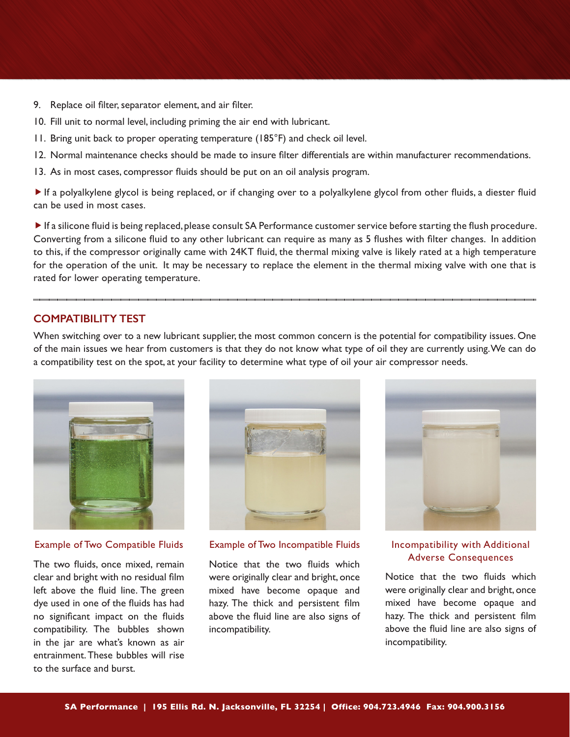9. Replace oil filter, separator element, and air filter.
10. Fill unit to normal level, including priming the air end with lubricant.
11. Bring unit back to proper operating temperature (185°F) and check oil level.
12. Normal maintenance checks should be made to insure filter differentials are within manufacturer recommendations.
13. As in most cases, compressor fluids should be put on an oil analysis program.

▶ If a polyalkylene glycol is being replaced, or if changing over to a polyalkylene glycol from other fluids, a diester fluid can be used in most cases.

▶ If a silicone fluid is being replaced, please consult SA Performance customer service before starting the flush procedure. Converting from a silicone fluid to any other lubricant can require as many as 5 flushes with filter changes. In addition to this, if the compressor originally came with 24KT fluid, the thermal mixing valve is likely rated at a high temperature for the operation of the unit. It may be necessary to replace the element in the thermal mixing valve with one that is rated for lower operating temperature.

## COMPATIBILITY TEST

When switching over to a new lubricant supplier, the most common concern is the potential for compatibility issues. One of the main issues we hear from customers is that they do not know what type of oil they are currently using. We can do a compatibility test on the spot, at your facility to determine what type of oil your air compressor needs.

Example of Two Compatible Fluids

The two fluids, once mixed, remain clear and bright with no residual film left above the fluid line. The green dye used in one of the fluids has had no significant impact on the fluids compatibility. The bubbles shown in the jar are what's known as air entrainment. These bubbles will rise to the surface and burst.

Example of Two Incompatible Fluids

Notice that the two fluids which were originally clear and bright, once mixed have become opaque and hazy. The thick and persistent film above the fluid line are also signs of incompatibility.

Incompatibility with Additional Adverse Consequences

Notice that the two fluids which were originally clear and bright, once mixed have become opaque and hazy. The thick and persistent film above the fluid line are also signs of incompatibility.

**SA Performance | 195 Ellis Rd. N. Jacksonville, FL 32254 | Office: 904.723.4946 Fax: 904.900.3156**